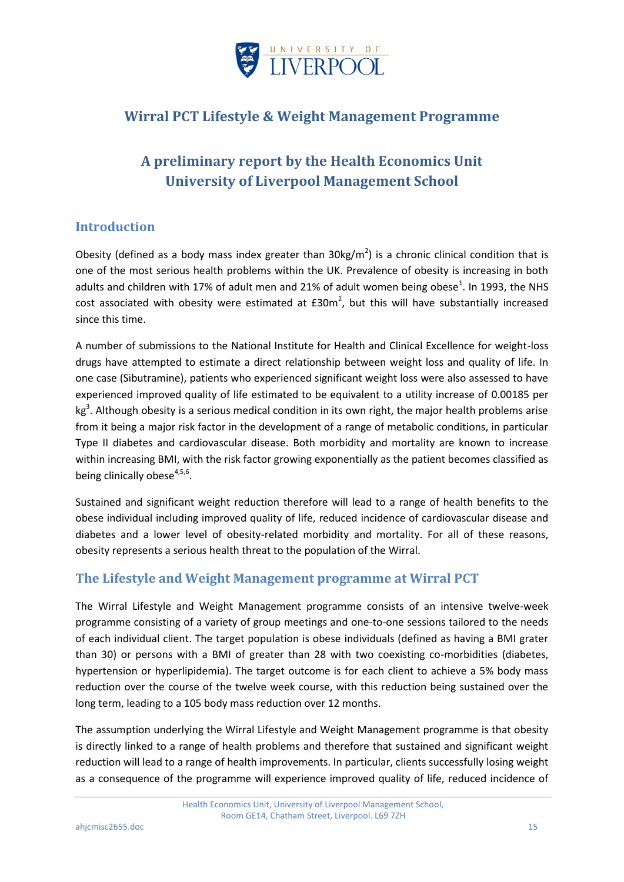# Wirral PCT Lifestyle & Weight Management Programme

## A preliminary report by the Health Economics Unit University of Liverpool Management School

## Introduction

Obesity (defined as a body mass index greater than 30kg/$m^2$) is a chronic clinical condition that is one of the most serious health problems within the UK. Prevalence of obesity is increasing in both adults and children with 17% of adult men and 21% of adult women being obese[1]. In 1993, the NHS cost associated with obesity were estimated at £30m[2], but this will have substantially increased since this time.

A number of submissions to the National Institute for Health and Clinical Excellence for weight-loss drugs have attempted to estimate a direct relationship between weight loss and quality of life. In one case (Sibutramine), patients who experienced significant weight loss were also assessed to have experienced improved quality of life estimated to be equivalent to a utility increase of 0.00185 per kg[3]. Although obesity is a serious medical condition in its own right, the major health problems arise from it being a major risk factor in the development of a range of metabolic conditions, in particular Type II diabetes and cardiovascular disease. Both morbidity and mortality are known to increase within increasing BMI, with the risk factor growing exponentially as the patient becomes classified as being clinically obese[4,5,6].

Sustained and significant weight reduction therefore will lead to a range of health benefits to the obese individual including improved quality of life, reduced incidence of cardiovascular disease and diabetes and a lower level of obesity-related morbidity and mortality. For all of these reasons, obesity represents a serious health threat to the population of the Wirral.

## The Lifestyle and Weight Management programme at Wirral PCT

The Wirral Lifestyle and Weight Management programme consists of an intensive twelve-week programme consisting of a variety of group meetings and one-to-one sessions tailored to the needs of each individual client. The target population is obese individuals (defined as having a BMI grater than 30) or persons with a BMI of greater than 28 with two coexisting co-morbidities (diabetes, hypertension or hyperlipidemia). The target outcome is for each client to achieve a 5% body mass reduction over the course of the twelve week course, with this reduction being sustained over the long term, leading to a 105 body mass reduction over 12 months.

The assumption underlying the Wirral Lifestyle and Weight Management programme is that obesity is directly linked to a range of health problems and therefore that sustained and significant weight reduction will lead to a range of health improvements. In particular, clients successfully losing weight as a consequence of the programme will experience improved quality of life, reduced incidence of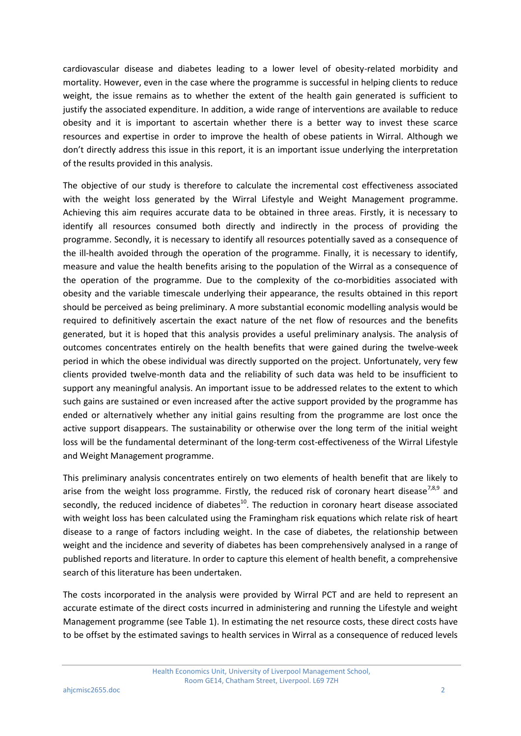cardiovascular disease and diabetes leading to a lower level of obesity-related morbidity and mortality. However, even in the case where the programme is successful in helping clients to reduce weight, the issue remains as to whether the extent of the health gain generated is sufficient to justify the associated expenditure. In addition, a wide range of interventions are available to reduce obesity and it is important to ascertain whether there is a better way to invest these scarce resources and expertise in order to improve the health of obese patients in Wirral. Although we don't directly address this issue in this report, it is an important issue underlying the interpretation of the results provided in this analysis.

The objective of our study is therefore to calculate the incremental cost effectiveness associated with the weight loss generated by the Wirral Lifestyle and Weight Management programme. Achieving this aim requires accurate data to be obtained in three areas. Firstly, it is necessary to identify all resources consumed both directly and indirectly in the process of providing the programme. Secondly, it is necessary to identify all resources potentially saved as a consequence of the ill-health avoided through the operation of the programme. Finally, it is necessary to identify, measure and value the health benefits arising to the population of the Wirral as a consequence of the operation of the programme. Due to the complexity of the co-morbidities associated with obesity and the variable timescale underlying their appearance, the results obtained in this report should be perceived as being preliminary. A more substantial economic modelling analysis would be required to definitively ascertain the exact nature of the net flow of resources and the benefits generated, but it is hoped that this analysis provides a useful preliminary analysis. The analysis of outcomes concentrates entirely on the health benefits that were gained during the twelve-week period in which the obese individual was directly supported on the project. Unfortunately, very few clients provided twelve-month data and the reliability of such data was held to be insufficient to support any meaningful analysis. An important issue to be addressed relates to the extent to which such gains are sustained or even increased after the active support provided by the programme has ended or alternatively whether any initial gains resulting from the programme are lost once the active support disappears. The sustainability or otherwise over the long term of the initial weight loss will be the fundamental determinant of the long-term cost-effectiveness of the Wirral Lifestyle and Weight Management programme.

This preliminary analysis concentrates entirely on two elements of health benefit that are likely to arise from the weight loss programme. Firstly, the reduced risk of coronary heart disease[7,8,9] and secondly, the reduced incidence of diabetes[10]. The reduction in coronary heart disease associated with weight loss has been calculated using the Framingham risk equations which relate risk of heart disease to a range of factors including weight. In the case of diabetes, the relationship between weight and the incidence and severity of diabetes has been comprehensively analysed in a range of published reports and literature. In order to capture this element of health benefit, a comprehensive search of this literature has been undertaken.

The costs incorporated in the analysis were provided by Wirral PCT and are held to represent an accurate estimate of the direct costs incurred in administering and running the Lifestyle and weight Management programme (see Table 1). In estimating the net resource costs, these direct costs have to be offset by the estimated savings to health services in Wirral as a consequence of reduced levels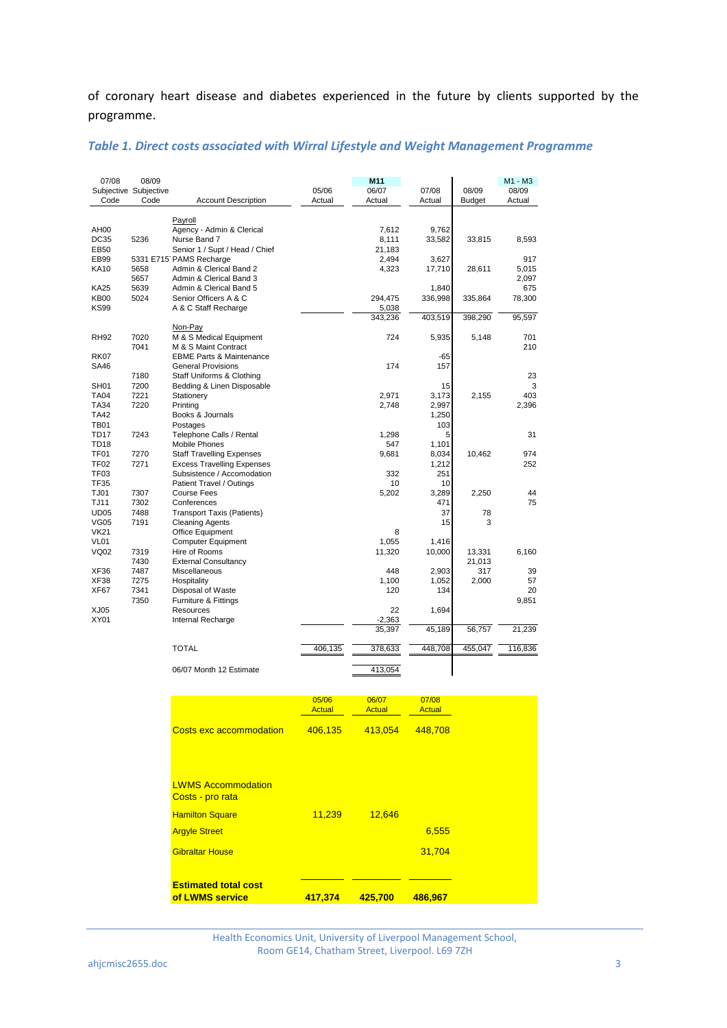of coronary heart disease and diabetes experienced in the future by clients supported by the programme.

***Table 1. Direct costs associated with Wirral Lifestyle and Weight Management Programme***

| 07/08 Subjective Code | 08/09 Subjective Code | Account Description | 05/06 Actual | M11 06/07 Actual | 07/08 Actual | 08/09 Budget | M1 - M3 08/09 Actual |
|---|---|---|---|---|---|---|---|
| | | Payroll | | | | | |
| AH00 | | Agency - Admin & Clerical | | 7,612 | 9,762 | | |
| DC35 | 5236 | Nurse Band 7 | | 8,111 | 33,582 | 33,815 | 8,593 |
| EB50 | | Senior 1 / Supt / Head / Chief | | 21,183 | | | |
| EB99 | 5331 E715 | PAMS Recharge | | 2,494 | 3,627 | | 917 |
| KA10 | 5658 | Admin & Clerical Band 2 | | 4,323 | 17,710 | 28,611 | 5,015 |
| | 5657 | Admin & Clerical Band 3 | | | | | 2,097 |
| KA25 | 5639 | Admin & Clerical Band 5 | | | 1,840 | | 675 |
| KB00 | 5024 | Senior Officers A & C | | 294,475 | 336,998 | 335,864 | 78,300 |
| KS99 | | A & C Staff Recharge | | 5,038 | | | |
| | | | | 343,236 | 403,519 | 398,290 | 95,597 |
| | | Non-Pay | | | | | |
| RH92 | 7020 | M & S Medical Equipment | | 724 | 5,935 | 5,148 | 701 |
| | 7041 | M & S Maint Contract | | | | | 210 |
| RK07 | | EBME Parts & Maintenance | | | -65 | | |
| SA46 | | General Provisions | | 174 | 157 | | |
| | 7180 | Staff Uniforms & Clothing | | | | | 23 |
| SH01 | 7200 | Bedding & Linen Disposable | | | 15 | | 3 |
| TA04 | 7221 | Stationery | | 2,971 | 3,173 | 2,155 | 403 |
| TA34 | 7220 | Printing | | 2,748 | 2,997 | | 2,396 |
| TA42 | | Books & Journals | | | 1,250 | | |
| TB01 | | Postages | | | 103 | | |
| TD17 | 7243 | Telephone Calls / Rental | | 1,298 | 5 | | 31 |
| TD18 | | Mobile Phones | | 547 | 1,101 | | |
| TF01 | 7270 | Staff Travelling Expenses | | 9,681 | 8,034 | 10,462 | 974 |
| TF02 | 7271 | Excess Travelling Expenses | | | 1,212 | | 252 |
| TF03 | | Subsistence / Accomodation | | 332 | 251 | | |
| TF35 | | Patient Travel / Outings | | 10 | 10 | | |
| TJ01 | 7307 | Course Fees | | 5,202 | 3,289 | 2,250 | 44 |
| TJ11 | 7302 | Conferences | | | 471 | | 75 |
| UD05 | 7488 | Transport Taxis (Patients) | | | 37 | 78 | |
| VG05 | 7191 | Cleaning Agents | | | 15 | 3 | |
| VK21 | | Office Equipment | | 8 | | | |
| VL01 | | Computer Equipment | | 1,055 | 1,416 | | |
| VQ02 | 7319 | Hire of Rooms | | 11,320 | 10,000 | 13,331 | 6,160 |
| | 7430 | External Consultancy | | | | 21,013 | |
| XF36 | 7487 | Miscellaneous | | 448 | 2,903 | 317 | 39 |
| XF38 | 7275 | Hospitality | | 1,100 | 1,052 | 2,000 | 57 |
| XF67 | 7341 | Disposal of Waste | | 120 | 134 | | 20 |
| | 7350 | Furniture & Fittings | | | | | 9,851 |
| XJ05 | | Resources | | 22 | 1,694 | | |
| XY01 | | Internal Recharge | | -2,363 | | | |
| | | | | 35,397 | 45,189 | 56,757 | 21,239 |
| | | TOTAL | 406,135 | 378,633 | 448,708 | 455,047 | 116,836 |
| | | 06/07 Month 12 Estimate | | 413,054 | | | |

| | 05/06 Actual | 06/07 Actual | 07/08 Actual |
|---|---|---|---|
| Costs exc accommodation | 406,135 | 413,054 | 448,708 |
| LWMS Accommodation Costs - pro rata | | | |
| Hamilton Square | 11,239 | 12,646 | |
| Argyle Street | | | 6,555 |
| Gibraltar House | | | 31,704 |
| **Estimated total cost of LWMS service** | **417,374** | **425,700** | **486,967** |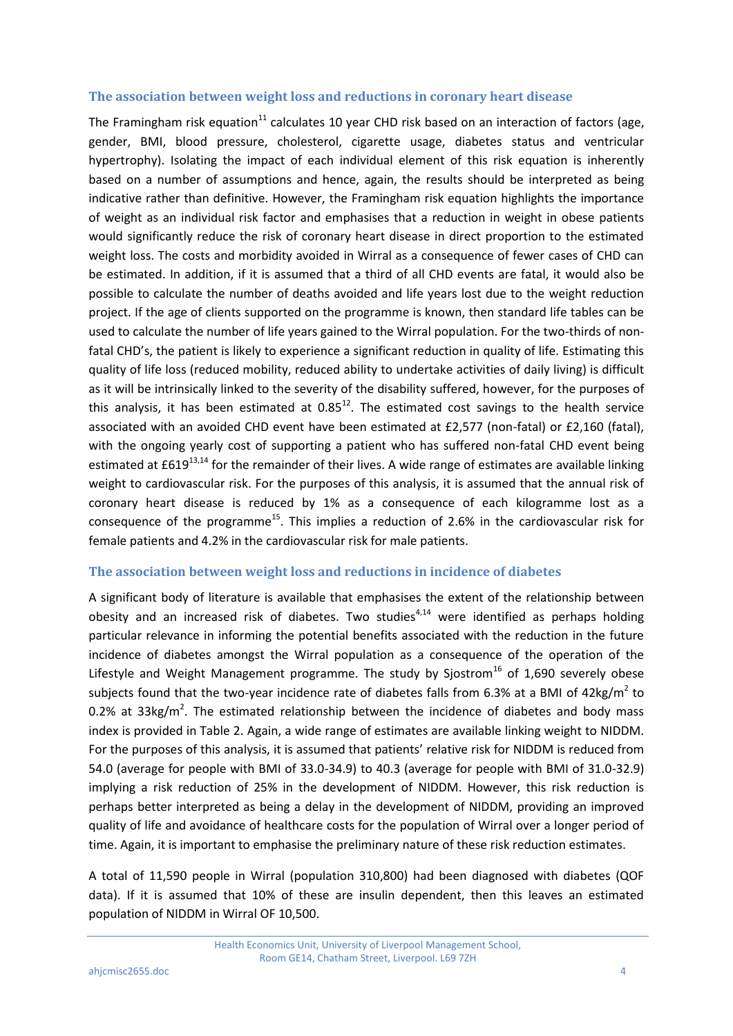### The association between weight loss and reductions in coronary heart disease

The Framingham risk equation[11] calculates 10 year CHD risk based on an interaction of factors (age, gender, BMI, blood pressure, cholesterol, cigarette usage, diabetes status and ventricular hypertrophy). Isolating the impact of each individual element of this risk equation is inherently based on a number of assumptions and hence, again, the results should be interpreted as being indicative rather than definitive. However, the Framingham risk equation highlights the importance of weight as an individual risk factor and emphasises that a reduction in weight in obese patients would significantly reduce the risk of coronary heart disease in direct proportion to the estimated weight loss. The costs and morbidity avoided in Wirral as a consequence of fewer cases of CHD can be estimated. In addition, if it is assumed that a third of all CHD events are fatal, it would also be possible to calculate the number of deaths avoided and life years lost due to the weight reduction project. If the age of clients supported on the programme is known, then standard life tables can be used to calculate the number of life years gained to the Wirral population. For the two-thirds of non-fatal CHD's, the patient is likely to experience a significant reduction in quality of life. Estimating this quality of life loss (reduced mobility, reduced ability to undertake activities of daily living) is difficult as it will be intrinsically linked to the severity of the disability suffered, however, for the purposes of this analysis, it has been estimated at 0.85[12]. The estimated cost savings to the health service associated with an avoided CHD event have been estimated at £2,577 (non-fatal) or £2,160 (fatal), with the ongoing yearly cost of supporting a patient who has suffered non-fatal CHD event being estimated at £619[13,14] for the remainder of their lives. A wide range of estimates are available linking weight to cardiovascular risk. For the purposes of this analysis, it is assumed that the annual risk of coronary heart disease is reduced by 1% as a consequence of each kilogramme lost as a consequence of the programme[15]. This implies a reduction of 2.6% in the cardiovascular risk for female patients and 4.2% in the cardiovascular risk for male patients.

### The association between weight loss and reductions in incidence of diabetes

A significant body of literature is available that emphasises the extent of the relationship between obesity and an increased risk of diabetes. Two studies[4,14] were identified as perhaps holding particular relevance in informing the potential benefits associated with the reduction in the future incidence of diabetes amongst the Wirral population as a consequence of the operation of the Lifestyle and Weight Management programme. The study by Sjostrom[16] of 1,690 severely obese subjects found that the two-year incidence rate of diabetes falls from 6.3% at a BMI of 42kg/m$^2$ to 0.2% at 33kg/m$^2$. The estimated relationship between the incidence of diabetes and body mass index is provided in Table 2. Again, a wide range of estimates are available linking weight to NIDDM. For the purposes of this analysis, it is assumed that patients' relative risk for NIDDM is reduced from 54.0 (average for people with BMI of 33.0-34.9) to 40.3 (average for people with BMI of 31.0-32.9) implying a risk reduction of 25% in the development of NIDDM. However, this risk reduction is perhaps better interpreted as being a delay in the development of NIDDM, providing an improved quality of life and avoidance of healthcare costs for the population of Wirral over a longer period of time. Again, it is important to emphasise the preliminary nature of these risk reduction estimates.

A total of 11,590 people in Wirral (population 310,800) had been diagnosed with diabetes (QOF data). If it is assumed that 10% of these are insulin dependent, then this leaves an estimated population of NIDDM in Wirral OF 10,500.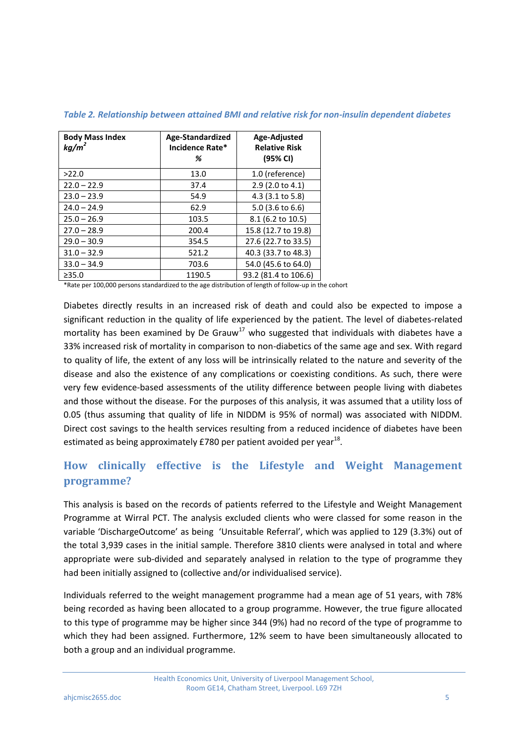*Table 2. Relationship between attained BMI and relative risk for non-insulin dependent diabetes*

| Body Mass Index *kg/m²* | Age-Standardized Incidence Rate* % | Age-Adjusted Relative Risk (95% CI) |
|---|---|---|
| >22.0 | 13.0 | 1.0 (reference) |
| 22.0 – 22.9 | 37.4 | 2.9 (2.0 to 4.1) |
| 23.0 – 23.9 | 54.9 | 4.3 (3.1 to 5.8) |
| 24.0 – 24.9 | 62.9 | 5.0 (3.6 to 6.6) |
| 25.0 – 26.9 | 103.5 | 8.1 (6.2 to 10.5) |
| 27.0 – 28.9 | 200.4 | 15.8 (12.7 to 19.8) |
| 29.0 – 30.9 | 354.5 | 27.6 (22.7 to 33.5) |
| 31.0 – 32.9 | 521.2 | 40.3 (33.7 to 48.3) |
| 33.0 – 34.9 | 703.6 | 54.0 (45.6 to 64.0) |
| ≥35.0 | 1190.5 | 93.2 (81.4 to 106.6) |

*Rate per 100,000 persons standardized to the age distribution of length of follow-up in the cohort

Diabetes directly results in an increased risk of death and could also be expected to impose a significant reduction in the quality of life experienced by the patient. The level of diabetes-related mortality has been examined by De Grauw[17] who suggested that individuals with diabetes have a 33% increased risk of mortality in comparison to non-diabetics of the same age and sex. With regard to quality of life, the extent of any loss will be intrinsically related to the nature and severity of the disease and also the existence of any complications or coexisting conditions. As such, there were very few evidence-based assessments of the utility difference between people living with diabetes and those without the disease. For the purposes of this analysis, it was assumed that a utility loss of 0.05 (thus assuming that quality of life in NIDDM is 95% of normal) was associated with NIDDM. Direct cost savings to the health services resulting from a reduced incidence of diabetes have been estimated as being approximately £780 per patient avoided per year[18].

## How clinically effective is the Lifestyle and Weight Management programme?

This analysis is based on the records of patients referred to the Lifestyle and Weight Management Programme at Wirral PCT. The analysis excluded clients who were classed for some reason in the variable 'DischargeOutcome' as being 'Unsuitable Referral', which was applied to 129 (3.3%) out of the total 3,939 cases in the initial sample. Therefore 3810 clients were analysed in total and where appropriate were sub-divided and separately analysed in relation to the type of programme they had been initially assigned to (collective and/or individualised service).

Individuals referred to the weight management programme had a mean age of 51 years, with 78% being recorded as having been allocated to a group programme. However, the true figure allocated to this type of programme may be higher since 344 (9%) had no record of the type of programme to which they had been assigned. Furthermore, 12% seem to have been simultaneously allocated to both a group and an individual programme.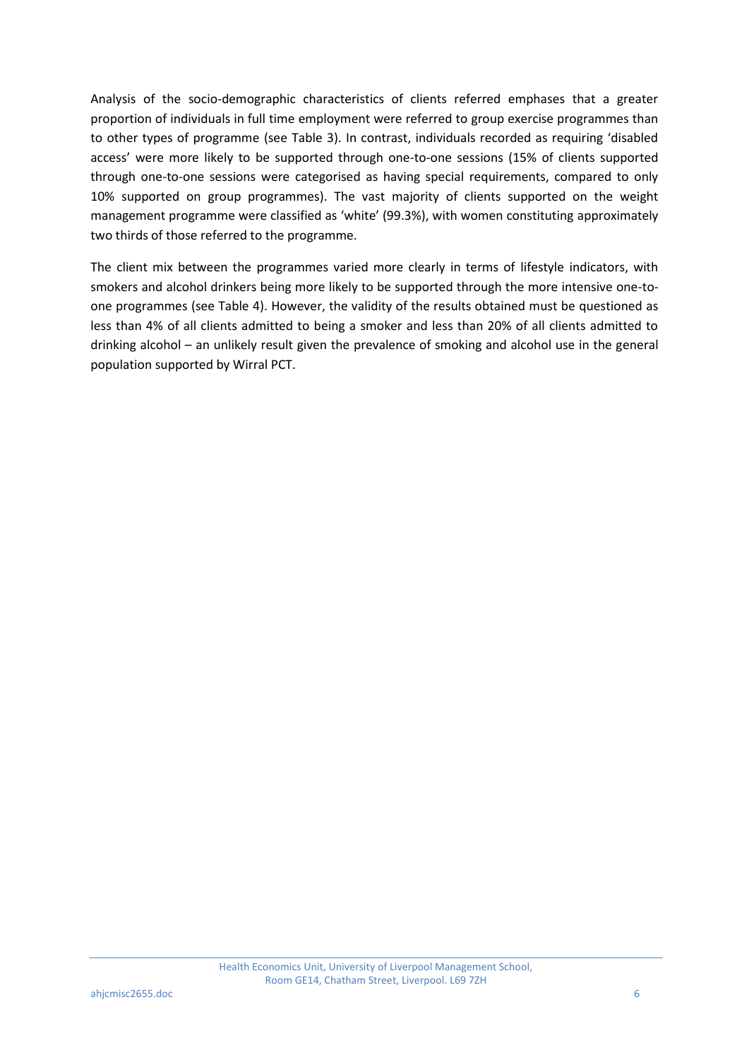Analysis of the socio-demographic characteristics of clients referred emphases that a greater proportion of individuals in full time employment were referred to group exercise programmes than to other types of programme (see Table 3). In contrast, individuals recorded as requiring 'disabled access' were more likely to be supported through one-to-one sessions (15% of clients supported through one-to-one sessions were categorised as having special requirements, compared to only 10% supported on group programmes). The vast majority of clients supported on the weight management programme were classified as 'white' (99.3%), with women constituting approximately two thirds of those referred to the programme.

The client mix between the programmes varied more clearly in terms of lifestyle indicators, with smokers and alcohol drinkers being more likely to be supported through the more intensive one-to-one programmes (see Table 4). However, the validity of the results obtained must be questioned as less than 4% of all clients admitted to being a smoker and less than 20% of all clients admitted to drinking alcohol – an unlikely result given the prevalence of smoking and alcohol use in the general population supported by Wirral PCT.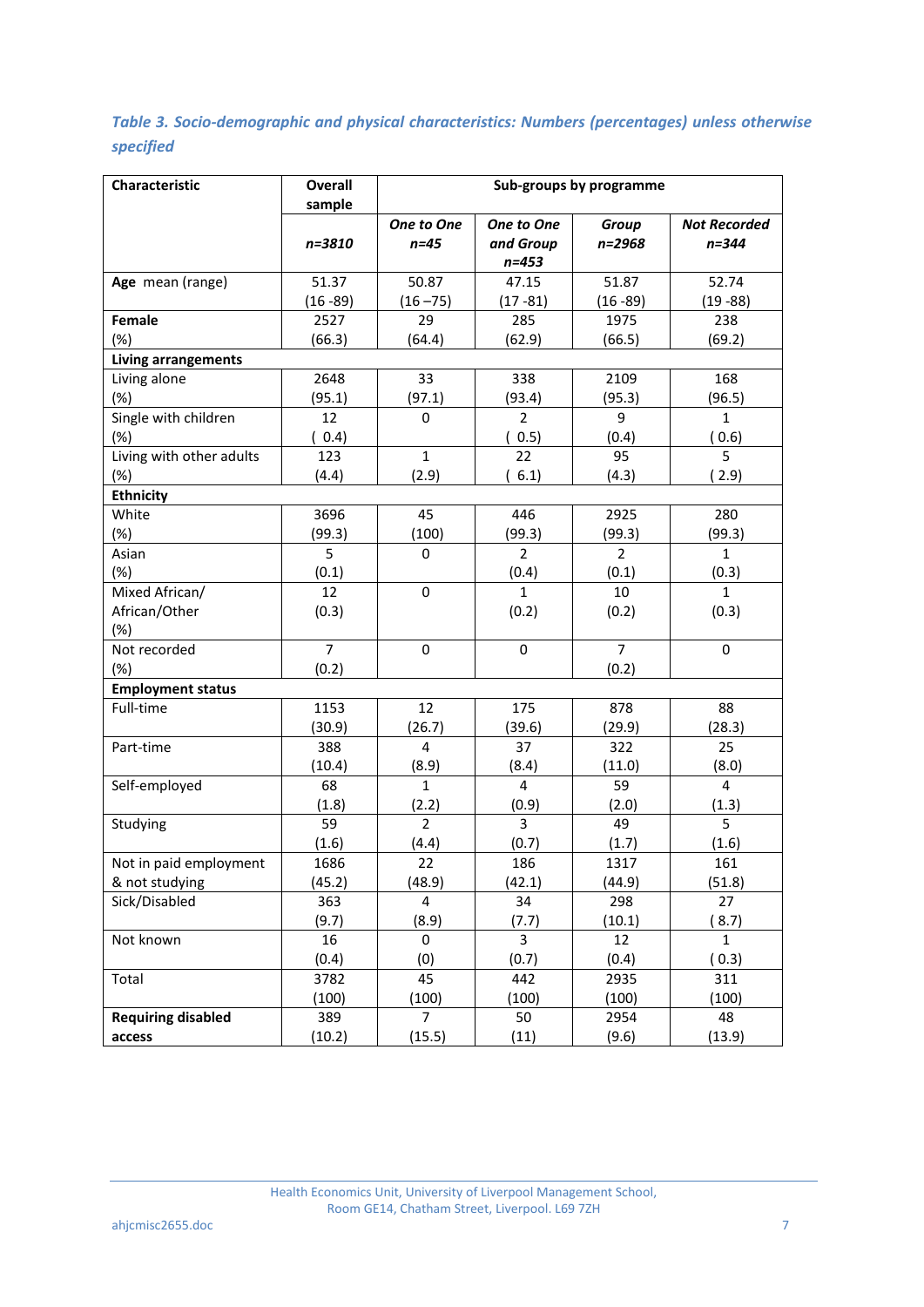*Table 3. Socio-demographic and physical characteristics: Numbers (percentages) unless otherwise specified*

| Characteristic | Overall sample | Sub-groups by programme | | | |
|---|---|---|---|---|---|
| | *n=3810* | *One to One n=45* | *One to One and Group n=453* | *Group n=2968* | *Not Recorded n=344* |
| **Age** mean (range) | 51.37 (16 -89) | 50.87 (16 –75) | 47.15 (17 -81) | 51.87 (16 -89) | 52.74 (19 -88) |
| **Female** (%) | 2527 (66.3) | 29 (64.4) | 285 (62.9) | 1975 (66.5) | 238 (69.2) |
| **Living arrangements** | | | | | |
| Living alone (%) | 2648 (95.1) | 33 (97.1) | 338 (93.4) | 2109 (95.3) | 168 (96.5) |
| Single with children (%) | 12 ( 0.4) | 0 | 2 ( 0.5) | 9 (0.4) | 1 ( 0.6) |
| Living with other adults (%) | 123 (4.4) | 1 (2.9) | 22 ( 6.1) | 95 (4.3) | 5 ( 2.9) |
| **Ethnicity** | | | | | |
| White (%) | 3696 (99.3) | 45 (100) | 446 (99.3) | 2925 (99.3) | 280 (99.3) |
| Asian (%) | 5 (0.1) | 0 | 2 (0.4) | 2 (0.1) | 1 (0.3) |
| Mixed African/ African/Other (%) | 12 (0.3) | 0 | 1 (0.2) | 10 (0.2) | 1 (0.3) |
| Not recorded (%) | 7 (0.2) | 0 | 0 | 7 (0.2) | 0 |
| **Employment status** | | | | | |
| Full-time | 1153 (30.9) | 12 (26.7) | 175 (39.6) | 878 (29.9) | 88 (28.3) |
| Part-time | 388 (10.4) | 4 (8.9) | 37 (8.4) | 322 (11.0) | 25 (8.0) |
| Self-employed | 68 (1.8) | 1 (2.2) | 4 (0.9) | 59 (2.0) | 4 (1.3) |
| Studying | 59 (1.6) | 2 (4.4) | 3 (0.7) | 49 (1.7) | 5 (1.6) |
| Not in paid employment & not studying | 1686 (45.2) | 22 (48.9) | 186 (42.1) | 1317 (44.9) | 161 (51.8) |
| Sick/Disabled | 363 (9.7) | 4 (8.9) | 34 (7.7) | 298 (10.1) | 27 ( 8.7) |
| Not known | 16 (0.4) | 0 (0) | 3 (0.7) | 12 (0.4) | 1 ( 0.3) |
| Total | 3782 (100) | 45 (100) | 442 (100) | 2935 (100) | 311 (100) |
| **Requiring disabled access** | 389 (10.2) | 7 (15.5) | 50 (11) | 2954 (9.6) | 48 (13.9) |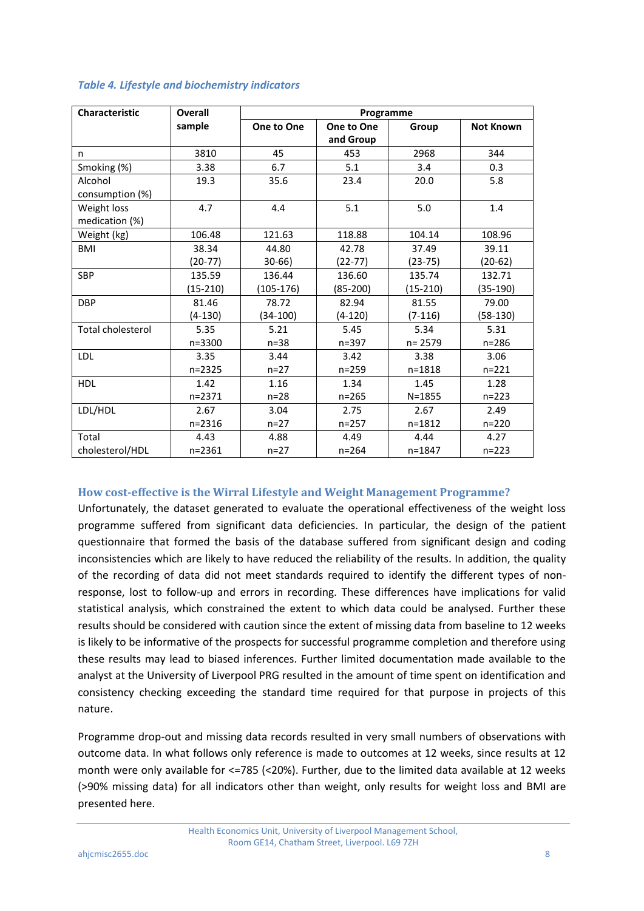*Table 4. Lifestyle and biochemistry indicators*

| Characteristic | Overall sample | Programme | | | |
|---|---|---|---|---|---|
| | | One to One | One to One and Group | Group | Not Known |
| n | 3810 | 45 | 453 | 2968 | 344 |
| Smoking (%) | 3.38 | 6.7 | 5.1 | 3.4 | 0.3 |
| Alcohol consumption (%) | 19.3 | 35.6 | 23.4 | 20.0 | 5.8 |
| Weight loss medication (%) | 4.7 | 4.4 | 5.1 | 5.0 | 1.4 |
| Weight (kg) | 106.48 | 121.63 | 118.88 | 104.14 | 108.96 |
| BMI | 38.34 (20-77) | 44.80 30-66) | 42.78 (22-77) | 37.49 (23-75) | 39.11 (20-62) |
| SBP | 135.59 (15-210) | 136.44 (105-176) | 136.60 (85-200) | 135.74 (15-210) | 132.71 (35-190) |
| DBP | 81.46 (4-130) | 78.72 (34-100) | 82.94 (4-120) | 81.55 (7-116) | 79.00 (58-130) |
| Total cholesterol | 5.35 n=3300 | 5.21 n=38 | 5.45 n=397 | 5.34 n= 2579 | 5.31 n=286 |
| LDL | 3.35 n=2325 | 3.44 n=27 | 3.42 n=259 | 3.38 n=1818 | 3.06 n=221 |
| HDL | 1.42 n=2371 | 1.16 n=28 | 1.34 n=265 | 1.45 N=1855 | 1.28 n=223 |
| LDL/HDL | 2.67 n=2316 | 3.04 n=27 | 2.75 n=257 | 2.67 n=1812 | 2.49 n=220 |
| Total cholesterol/HDL | 4.43 n=2361 | 4.88 n=27 | 4.49 n=264 | 4.44 n=1847 | 4.27 n=223 |

## How cost-effective is the Wirral Lifestyle and Weight Management Programme?

Unfortunately, the dataset generated to evaluate the operational effectiveness of the weight loss programme suffered from significant data deficiencies. In particular, the design of the patient questionnaire that formed the basis of the database suffered from significant design and coding inconsistencies which are likely to have reduced the reliability of the results. In addition, the quality of the recording of data did not meet standards required to identify the different types of non-response, lost to follow-up and errors in recording. These differences have implications for valid statistical analysis, which constrained the extent to which data could be analysed. Further these results should be considered with caution since the extent of missing data from baseline to 12 weeks is likely to be informative of the prospects for successful programme completion and therefore using these results may lead to biased inferences. Further limited documentation made available to the analyst at the University of Liverpool PRG resulted in the amount of time spent on identification and consistency checking exceeding the standard time required for that purpose in projects of this nature.

Programme drop-out and missing data records resulted in very small numbers of observations with outcome data. In what follows only reference is made to outcomes at 12 weeks, since results at 12 month were only available for <=785 (<20%). Further, due to the limited data available at 12 weeks (>90% missing data) for all indicators other than weight, only results for weight loss and BMI are presented here.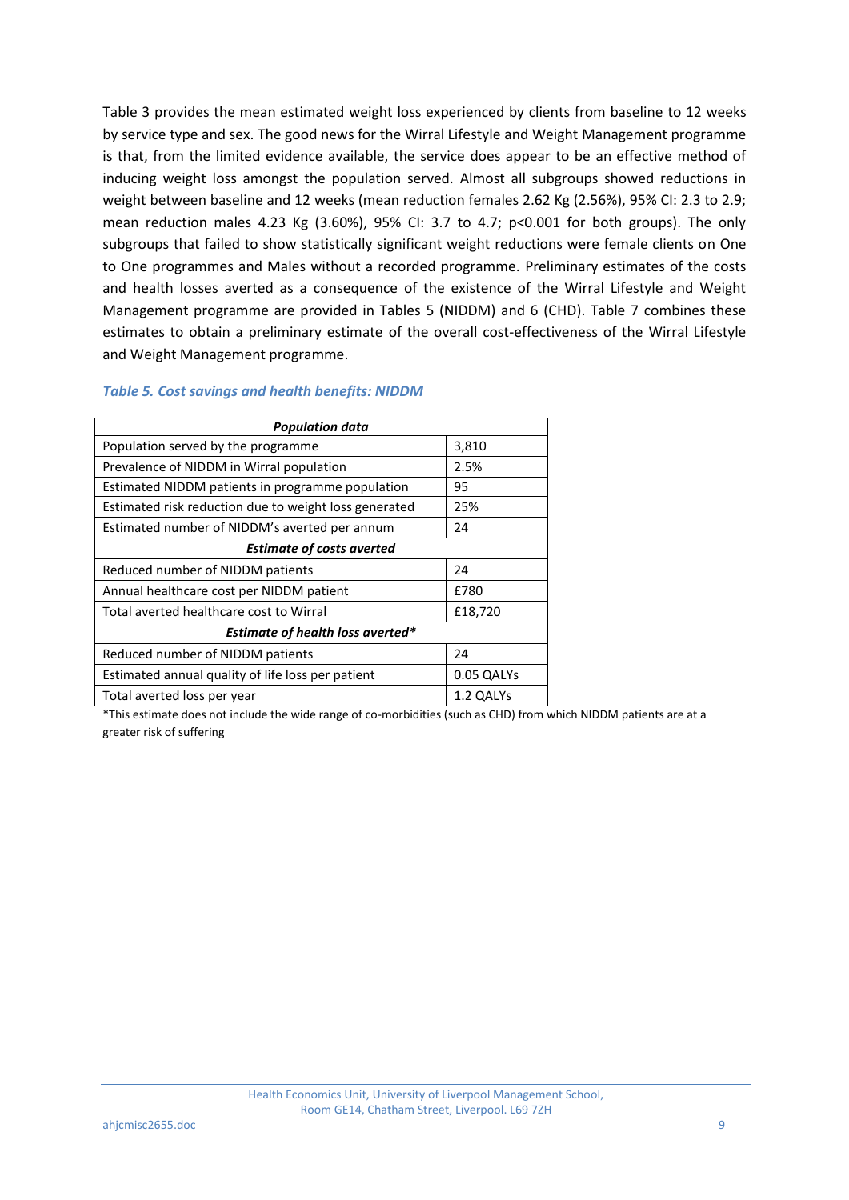Table 3 provides the mean estimated weight loss experienced by clients from baseline to 12 weeks by service type and sex. The good news for the Wirral Lifestyle and Weight Management programme is that, from the limited evidence available, the service does appear to be an effective method of inducing weight loss amongst the population served. Almost all subgroups showed reductions in weight between baseline and 12 weeks (mean reduction females 2.62 Kg (2.56%), 95% CI: 2.3 to 2.9; mean reduction males 4.23 Kg (3.60%), 95% CI: 3.7 to 4.7; $p<0.001$ for both groups). The only subgroups that failed to show statistically significant weight reductions were female clients on One to One programmes and Males without a recorded programme. Preliminary estimates of the costs and health losses averted as a consequence of the existence of the Wirral Lifestyle and Weight Management programme are provided in Tables 5 (NIDDM) and 6 (CHD). Table 7 combines these estimates to obtain a preliminary estimate of the overall cost-effectiveness of the Wirral Lifestyle and Weight Management programme.

### *Table 5. Cost savings and health benefits: NIDDM*

| ***Population data*** | |
|---|---|
| Population served by the programme | 3,810 |
| Prevalence of NIDDM in Wirral population | 2.5% |
| Estimated NIDDM patients in programme population | 95 |
| Estimated risk reduction due to weight loss generated | 25% |
| Estimated number of NIDDM's averted per annum | 24 |
| ***Estimate of costs averted*** | |
| Reduced number of NIDDM patients | 24 |
| Annual healthcare cost per NIDDM patient | £780 |
| Total averted healthcare cost to Wirral | £18,720 |
| ***Estimate of health loss averted**** | |
| Reduced number of NIDDM patients | 24 |
| Estimated annual quality of life loss per patient | 0.05 QALYs |
| Total averted loss per year | 1.2 QALYs |

*This estimate does not include the wide range of co-morbidities (such as CHD) from which NIDDM patients are at a greater risk of suffering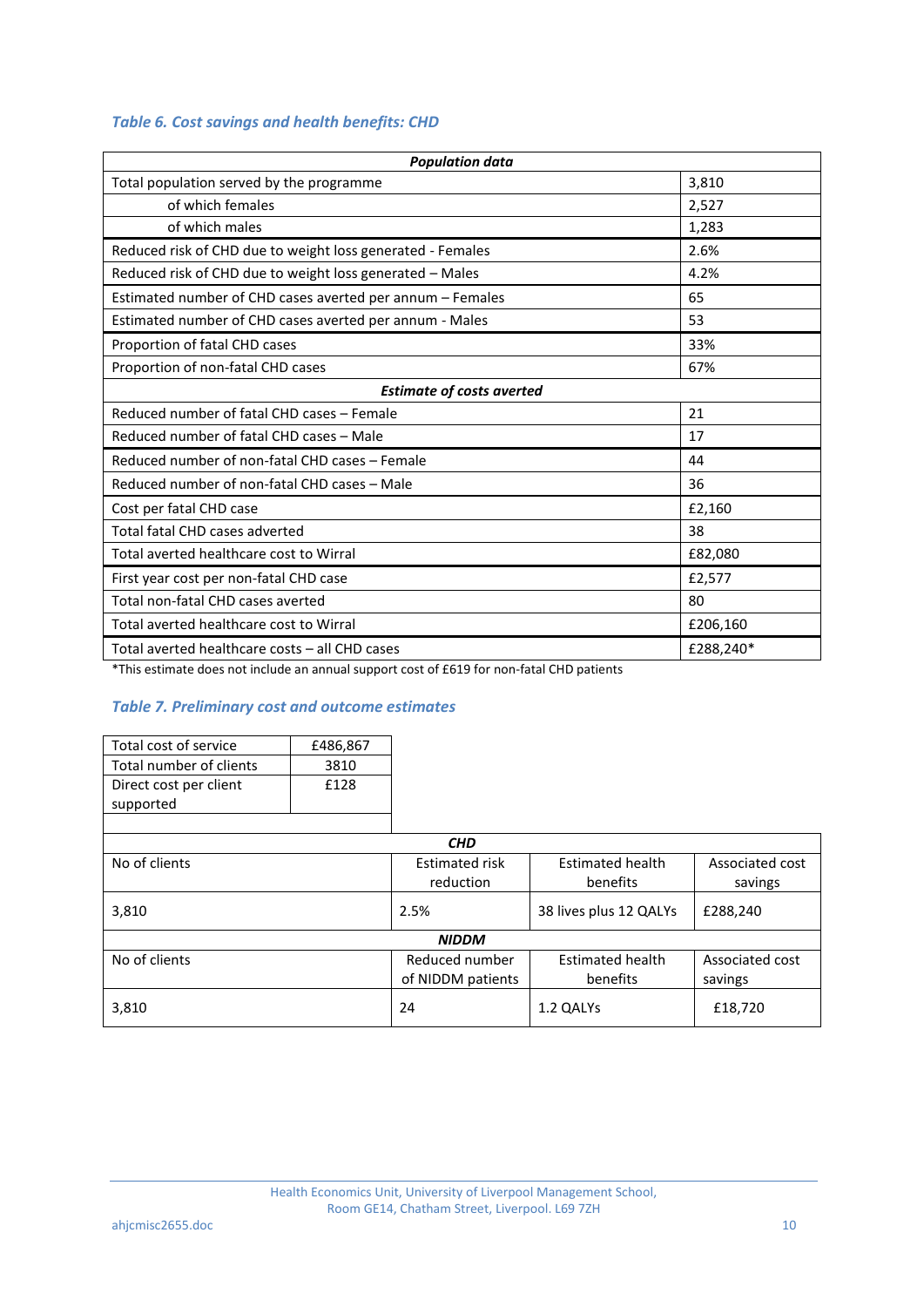### *Table 6. Cost savings and health benefits: CHD*

| *Population data* | |
|---|---|
| Total population served by the programme | 3,810 |
| of which females | 2,527 |
| of which males | 1,283 |
| Reduced risk of CHD due to weight loss generated - Females | 2.6% |
| Reduced risk of CHD due to weight loss generated – Males | 4.2% |
| Estimated number of CHD cases averted per annum – Females | 65 |
| Estimated number of CHD cases averted per annum - Males | 53 |
| Proportion of fatal CHD cases | 33% |
| Proportion of non-fatal CHD cases | 67% |
| ***Estimate of costs averted*** | |
| Reduced number of fatal CHD cases – Female | 21 |
| Reduced number of fatal CHD cases – Male | 17 |
| Reduced number of non-fatal CHD cases – Female | 44 |
| Reduced number of non-fatal CHD cases – Male | 36 |
| Cost per fatal CHD case | £2,160 |
| Total fatal CHD cases adverted | 38 |
| Total averted healthcare cost to Wirral | £82,080 |
| First year cost per non-fatal CHD case | £2,577 |
| Total non-fatal CHD cases averted | 80 |
| Total averted healthcare cost to Wirral | £206,160 |
| Total averted healthcare costs – all CHD cases | £288,240* |

*This estimate does not include an annual support cost of £619 for non-fatal CHD patients

### *Table 7. Preliminary cost and outcome estimates*

| Total cost of service | £486,867 |
|---|---|
| Total number of clients | 3810 |
| Direct cost per client supported | £128 |

| ***CHD*** | | | |
|---|---|---|---|
| No of clients | Estimated risk reduction | Estimated health benefits | Associated cost savings |
| 3,810 | 2.5% | 38 lives plus 12 QALYs | £288,240 |
| ***NIDDM*** | | | |
| No of clients | Reduced number of NIDDM patients | Estimated health benefits | Associated cost savings |
| 3,810 | 24 | 1.2 QALYs | £18,720 |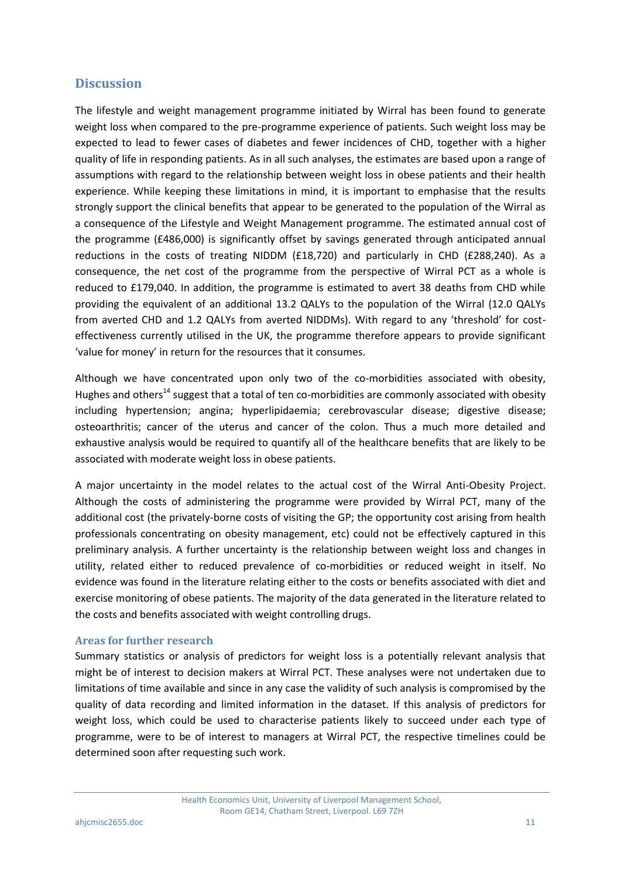## Discussion

The lifestyle and weight management programme initiated by Wirral has been found to generate weight loss when compared to the pre-programme experience of patients. Such weight loss may be expected to lead to fewer cases of diabetes and fewer incidences of CHD, together with a higher quality of life in responding patients. As in all such analyses, the estimates are based upon a range of assumptions with regard to the relationship between weight loss in obese patients and their health experience. While keeping these limitations in mind, it is important to emphasise that the results strongly support the clinical benefits that appear to be generated to the population of the Wirral as a consequence of the Lifestyle and Weight Management programme. The estimated annual cost of the programme (£486,000) is significantly offset by savings generated through anticipated annual reductions in the costs of treating NIDDM (£18,720) and particularly in CHD (£288,240). As a consequence, the net cost of the programme from the perspective of Wirral PCT as a whole is reduced to £179,040. In addition, the programme is estimated to avert 38 deaths from CHD while providing the equivalent of an additional 13.2 QALYs to the population of the Wirral (12.0 QALYs from averted CHD and 1.2 QALYs from averted NIDDMs). With regard to any 'threshold' for cost-effectiveness currently utilised in the UK, the programme therefore appears to provide significant 'value for money' in return for the resources that it consumes.

Although we have concentrated upon only two of the co-morbidities associated with obesity, Hughes and others[14] suggest that a total of ten co-morbidities are commonly associated with obesity including hypertension; angina; hyperlipidaemia; cerebrovascular disease; digestive disease; osteoarthritis; cancer of the uterus and cancer of the colon. Thus a much more detailed and exhaustive analysis would be required to quantify all of the healthcare benefits that are likely to be associated with moderate weight loss in obese patients.

A major uncertainty in the model relates to the actual cost of the Wirral Anti-Obesity Project. Although the costs of administering the programme were provided by Wirral PCT, many of the additional cost (the privately-borne costs of visiting the GP; the opportunity cost arising from health professionals concentrating on obesity management, etc) could not be effectively captured in this preliminary analysis. A further uncertainty is the relationship between weight loss and changes in utility, related either to reduced prevalence of co-morbidities or reduced weight in itself. No evidence was found in the literature relating either to the costs or benefits associated with diet and exercise monitoring of obese patients. The majority of the data generated in the literature related to the costs and benefits associated with weight controlling drugs.

### Areas for further research

Summary statistics or analysis of predictors for weight loss is a potentially relevant analysis that might be of interest to decision makers at Wirral PCT. These analyses were not undertaken due to limitations of time available and since in any case the validity of such analysis is compromised by the quality of data recording and limited information in the dataset. If this analysis of predictors for weight loss, which could be used to characterise patients likely to succeed under each type of programme, were to be of interest to managers at Wirral PCT, the respective timelines could be determined soon after requesting such work.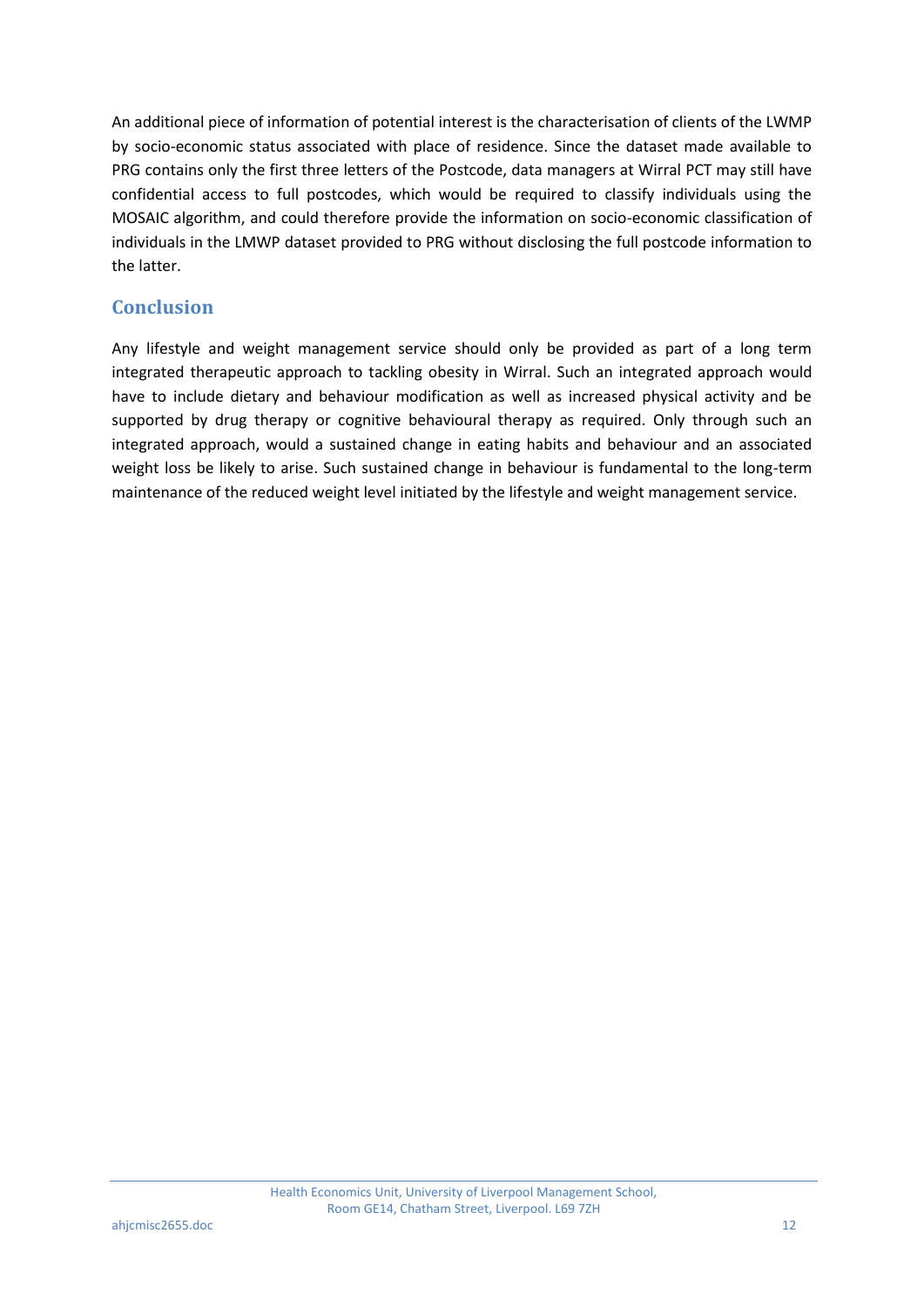An additional piece of information of potential interest is the characterisation of clients of the LWMP by socio-economic status associated with place of residence. Since the dataset made available to PRG contains only the first three letters of the Postcode, data managers at Wirral PCT may still have confidential access to full postcodes, which would be required to classify individuals using the MOSAIC algorithm, and could therefore provide the information on socio-economic classification of individuals in the LMWP dataset provided to PRG without disclosing the full postcode information to the latter.

## Conclusion

Any lifestyle and weight management service should only be provided as part of a long term integrated therapeutic approach to tackling obesity in Wirral. Such an integrated approach would have to include dietary and behaviour modification as well as increased physical activity and be supported by drug therapy or cognitive behavioural therapy as required. Only through such an integrated approach, would a sustained change in eating habits and behaviour and an associated weight loss be likely to arise. Such sustained change in behaviour is fundamental to the long-term maintenance of the reduced weight level initiated by the lifestyle and weight management service.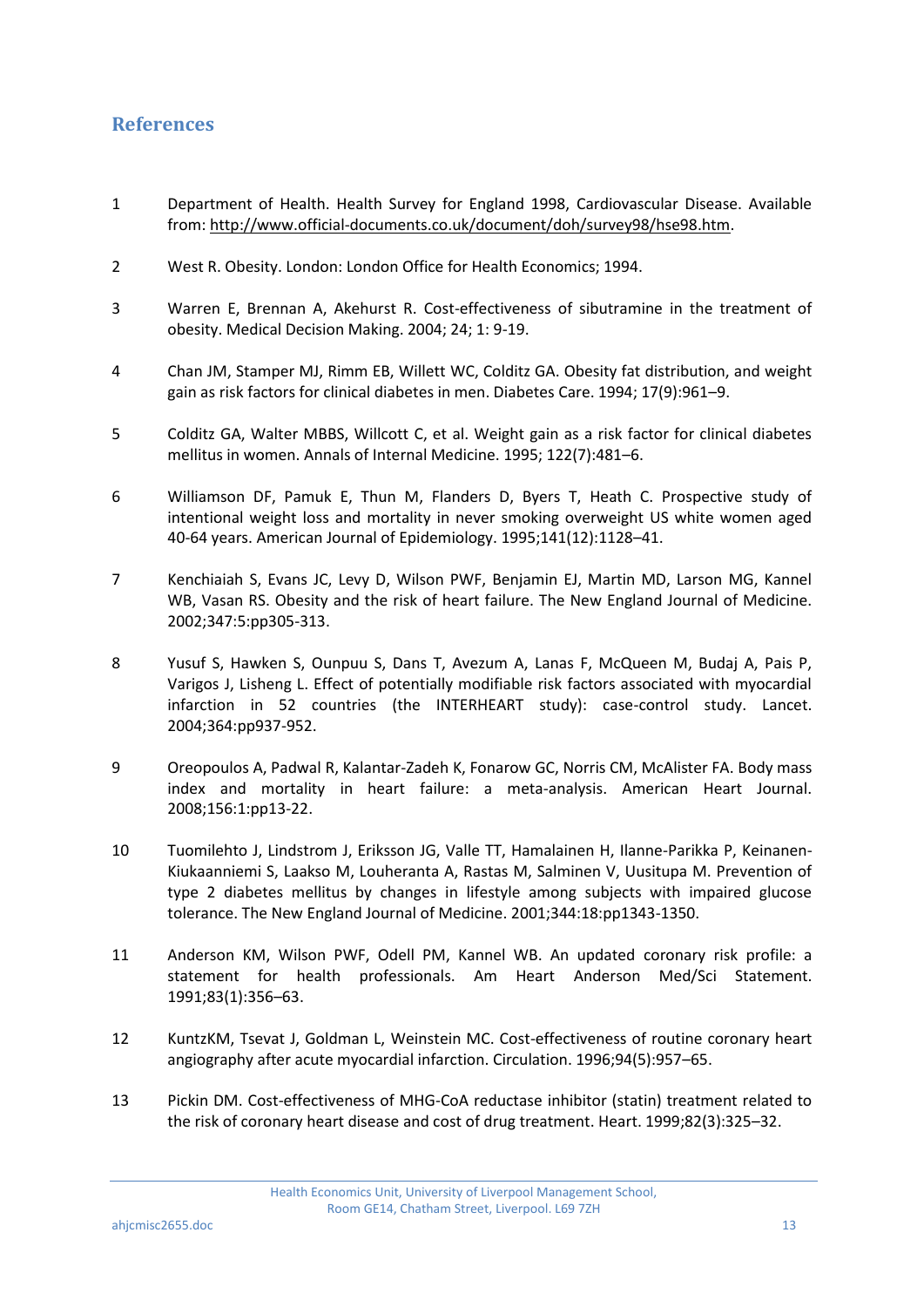## References

1. Department of Health. Health Survey for England 1998, Cardiovascular Disease. Available from: http://www.official-documents.co.uk/document/doh/survey98/hse98.htm.

2. West R. Obesity. London: London Office for Health Economics; 1994.

3. Warren E, Brennan A, Akehurst R. Cost-effectiveness of sibutramine in the treatment of obesity. Medical Decision Making. 2004; 24; 1: 9-19.

4. Chan JM, Stamper MJ, Rimm EB, Willett WC, Colditz GA. Obesity fat distribution, and weight gain as risk factors for clinical diabetes in men. Diabetes Care. 1994; 17(9):961–9.

5. Colditz GA, Walter MBBS, Willcott C, et al. Weight gain as a risk factor for clinical diabetes mellitus in women. Annals of Internal Medicine. 1995; 122(7):481–6.

6. Williamson DF, Pamuk E, Thun M, Flanders D, Byers T, Heath C. Prospective study of intentional weight loss and mortality in never smoking overweight US white women aged 40-64 years. American Journal of Epidemiology. 1995;141(12):1128–41.

7. Kenchiaiah S, Evans JC, Levy D, Wilson PWF, Benjamin EJ, Martin MD, Larson MG, Kannel WB, Vasan RS. Obesity and the risk of heart failure. The New England Journal of Medicine. 2002;347:5:pp305-313.

8. Yusuf S, Hawken S, Ounpuu S, Dans T, Avezum A, Lanas F, McQueen M, Budaj A, Pais P, Varigos J, Lisheng L. Effect of potentially modifiable risk factors associated with myocardial infarction in 52 countries (the INTERHEART study): case-control study. Lancet. 2004;364:pp937-952.

9. Oreopoulos A, Padwal R, Kalantar-Zadeh K, Fonarow GC, Norris CM, McAlister FA. Body mass index and mortality in heart failure: a meta-analysis. American Heart Journal. 2008;156:1:pp13-22.

10. Tuomilehto J, Lindstrom J, Eriksson JG, Valle TT, Hamalainen H, Ilanne-Parikka P, Keinanen-Kiukaanniemi S, Laakso M, Louheranta A, Rastas M, Salminen V, Uusitupa M. Prevention of type 2 diabetes mellitus by changes in lifestyle among subjects with impaired glucose tolerance. The New England Journal of Medicine. 2001;344:18:pp1343-1350.

11. Anderson KM, Wilson PWF, Odell PM, Kannel WB. An updated coronary risk profile: a statement for health professionals. Am Heart Anderson Med/Sci Statement. 1991;83(1):356–63.

12. KuntzKM, Tsevat J, Goldman L, Weinstein MC. Cost-effectiveness of routine coronary heart angiography after acute myocardial infarction. Circulation. 1996;94(5):957–65.

13. Pickin DM. Cost-effectiveness of MHG-CoA reductase inhibitor (statin) treatment related to the risk of coronary heart disease and cost of drug treatment. Heart. 1999;82(3):325–32.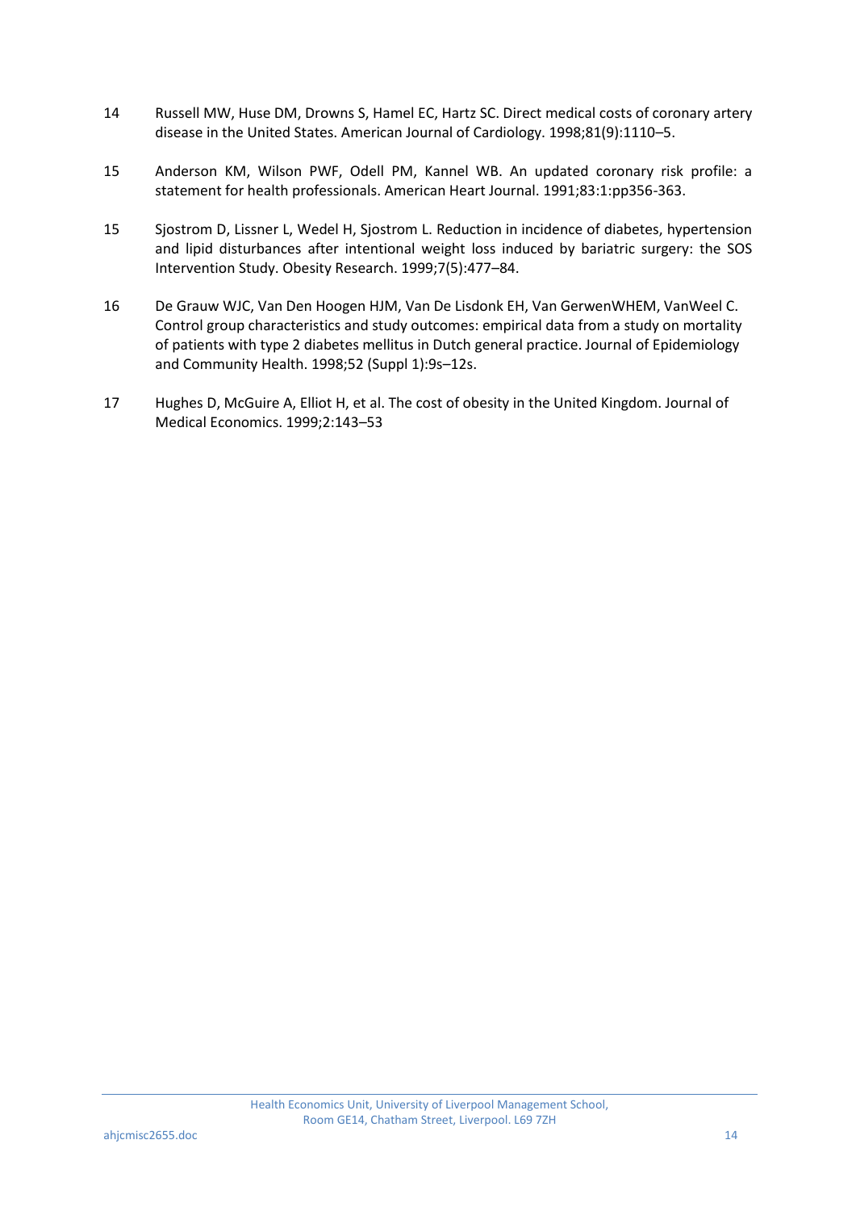14 Russell MW, Huse DM, Drowns S, Hamel EC, Hartz SC. Direct medical costs of coronary artery disease in the United States. American Journal of Cardiology. 1998;81(9):1110–5.

15 Anderson KM, Wilson PWF, Odell PM, Kannel WB. An updated coronary risk profile: a statement for health professionals. American Heart Journal. 1991;83:1:pp356-363.

15 Sjostrom D, Lissner L, Wedel H, Sjostrom L. Reduction in incidence of diabetes, hypertension and lipid disturbances after intentional weight loss induced by bariatric surgery: the SOS Intervention Study. Obesity Research. 1999;7(5):477–84.

16 De Grauw WJC, Van Den Hoogen HJM, Van De Lisdonk EH, Van GerwenWHEM, VanWeel C. Control group characteristics and study outcomes: empirical data from a study on mortality of patients with type 2 diabetes mellitus in Dutch general practice. Journal of Epidemiology and Community Health. 1998;52 (Suppl 1):9s–12s.

17 Hughes D, McGuire A, Elliot H, et al. The cost of obesity in the United Kingdom. Journal of Medical Economics. 1999;2:143–53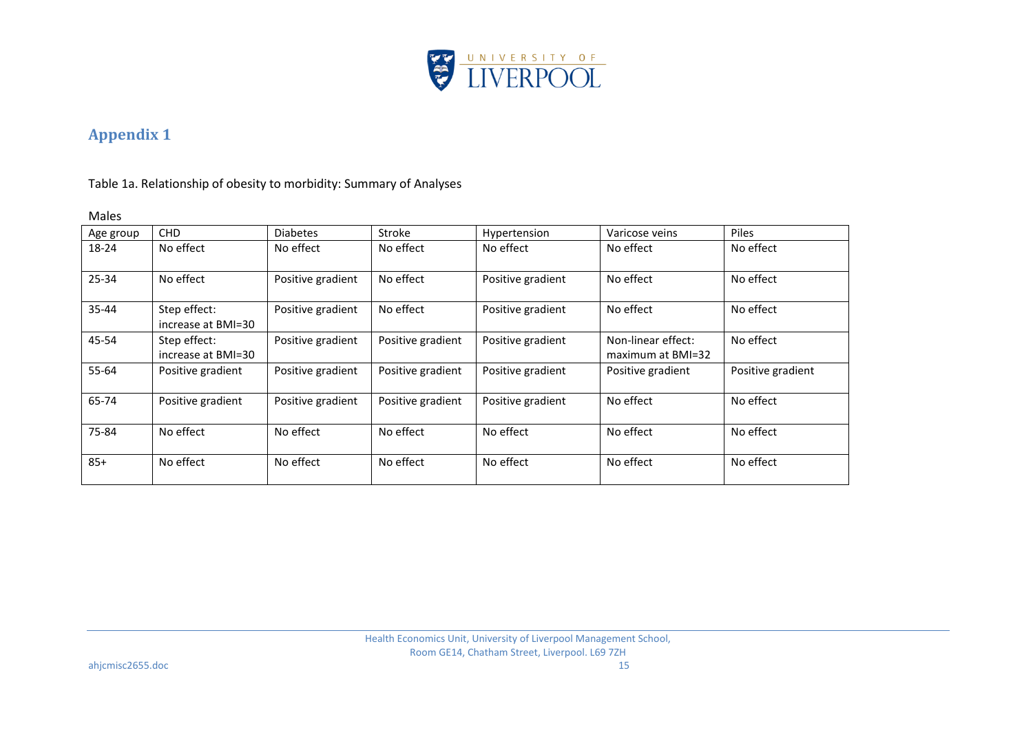## Appendix 1

Table 1a. Relationship of obesity to morbidity: Summary of Analyses

Males

| Age group | CHD | Diabetes | Stroke | Hypertension | Varicose veins | Piles |
|---|---|---|---|---|---|---|
| 18-24 | No effect | No effect | No effect | No effect | No effect | No effect |
| 25-34 | No effect | Positive gradient | No effect | Positive gradient | No effect | No effect |
| 35-44 | Step effect: increase at BMI=30 | Positive gradient | No effect | Positive gradient | No effect | No effect |
| 45-54 | Step effect: increase at BMI=30 | Positive gradient | Positive gradient | Positive gradient | Non-linear effect: maximum at BMI=32 | No effect |
| 55-64 | Positive gradient | Positive gradient | Positive gradient | Positive gradient | Positive gradient | Positive gradient |
| 65-74 | Positive gradient | Positive gradient | Positive gradient | Positive gradient | No effect | No effect |
| 75-84 | No effect | No effect | No effect | No effect | No effect | No effect |
| 85+ | No effect | No effect | No effect | No effect | No effect | No effect |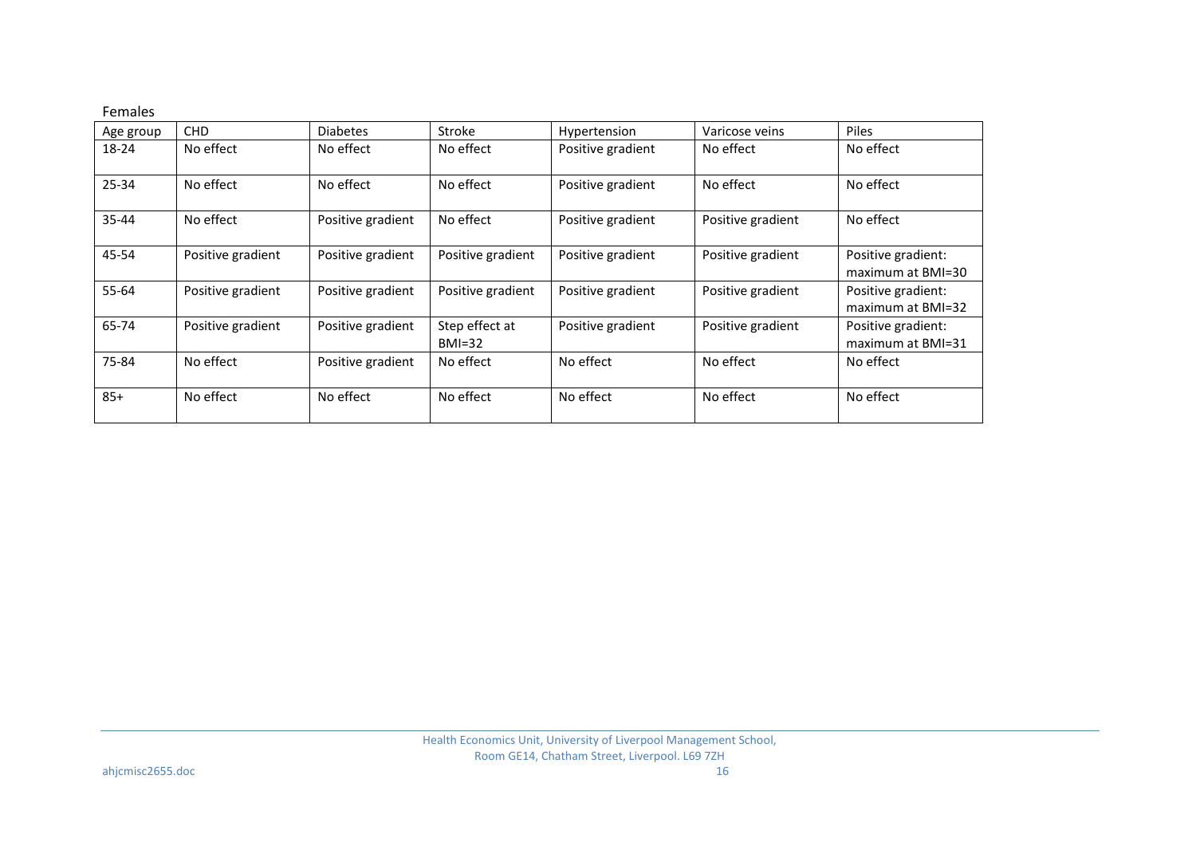Females

| Age group | CHD | Diabetes | Stroke | Hypertension | Varicose veins | Piles |
|---|---|---|---|---|---|---|
| 18-24 | No effect | No effect | No effect | Positive gradient | No effect | No effect |
| 25-34 | No effect | No effect | No effect | Positive gradient | No effect | No effect |
| 35-44 | No effect | Positive gradient | No effect | Positive gradient | Positive gradient | No effect |
| 45-54 | Positive gradient | Positive gradient | Positive gradient | Positive gradient | Positive gradient | Positive gradient: maximum at BMI=30 |
| 55-64 | Positive gradient | Positive gradient | Positive gradient | Positive gradient | Positive gradient | Positive gradient: maximum at BMI=32 |
| 65-74 | Positive gradient | Positive gradient | Step effect at BMI=32 | Positive gradient | Positive gradient | Positive gradient: maximum at BMI=31 |
| 75-84 | No effect | Positive gradient | No effect | No effect | No effect | No effect |
| 85+ | No effect | No effect | No effect | No effect | No effect | No effect |